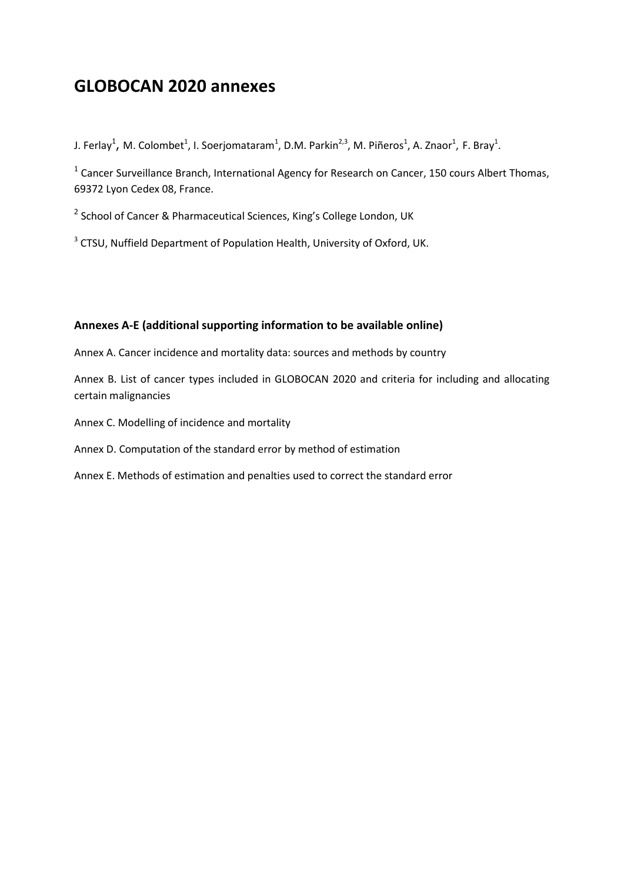# GLOBOCAN 2020 annexes

J. Ferlay[1], M. Colombet[1], I. Soerjomataram[1], D.M. Parkin[2,3], M. Piñeros[1], A. Znaor[1], F. Bray[1].

[1] Cancer Surveillance Branch, International Agency for Research on Cancer, 150 cours Albert Thomas, 69372 Lyon Cedex 08, France.

[2] School of Cancer & Pharmaceutical Sciences, King's College London, UK

[3] CTSU, Nuffield Department of Population Health, University of Oxford, UK.

### Annexes A-E (additional supporting information to be available online)

Annex A. Cancer incidence and mortality data: sources and methods by country

Annex B. List of cancer types included in GLOBOCAN 2020 and criteria for including and allocating certain malignancies

Annex C. Modelling of incidence and mortality

Annex D. Computation of the standard error by method of estimation

Annex E. Methods of estimation and penalties used to correct the standard error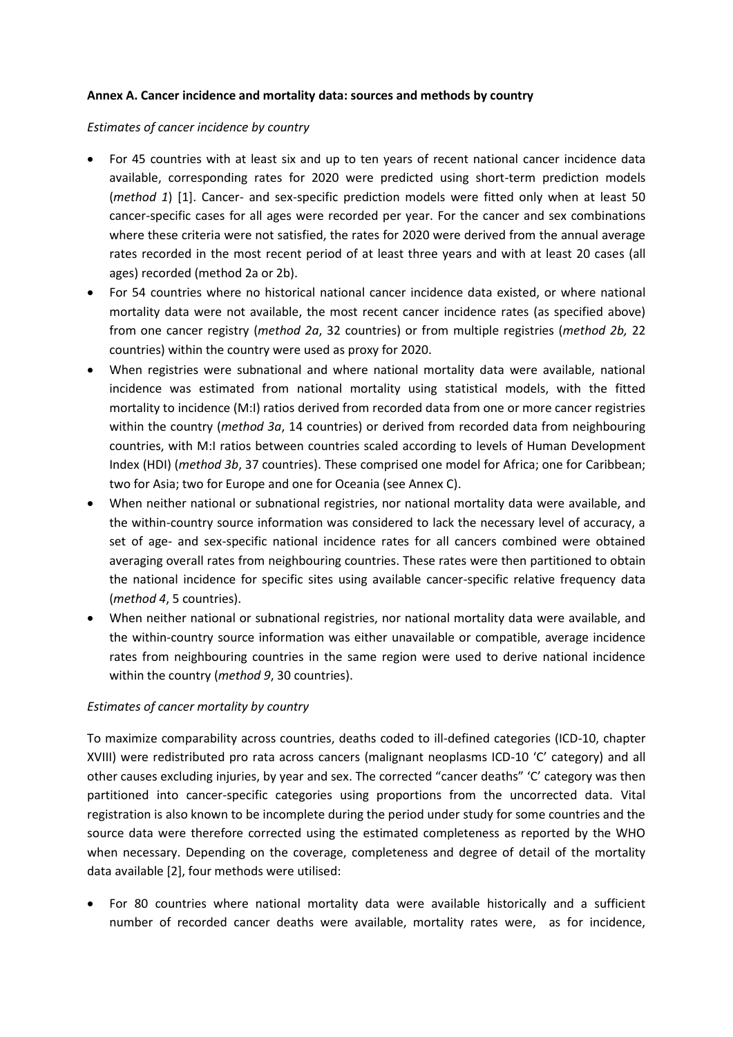**Annex A. Cancer incidence and mortality data: sources and methods by country**

*Estimates of cancer incidence by country*

- For 45 countries with at least six and up to ten years of recent national cancer incidence data available, corresponding rates for 2020 were predicted using short-term prediction models (*method 1*) [1]. Cancer- and sex-specific prediction models were fitted only when at least 50 cancer-specific cases for all ages were recorded per year. For the cancer and sex combinations where these criteria were not satisfied, the rates for 2020 were derived from the annual average rates recorded in the most recent period of at least three years and with at least 20 cases (all ages) recorded (method 2a or 2b).
- For 54 countries where no historical national cancer incidence data existed, or where national mortality data were not available, the most recent cancer incidence rates (as specified above) from one cancer registry (*method 2a*, 32 countries) or from multiple registries (*method 2b,* 22 countries) within the country were used as proxy for 2020.
- When registries were subnational and where national mortality data were available, national incidence was estimated from national mortality using statistical models, with the fitted mortality to incidence (M:I) ratios derived from recorded data from one or more cancer registries within the country (*method 3a*, 14 countries) or derived from recorded data from neighbouring countries, with M:I ratios between countries scaled according to levels of Human Development Index (HDI) (*method 3b*, 37 countries). These comprised one model for Africa; one for Caribbean; two for Asia; two for Europe and one for Oceania (see Annex C).
- When neither national or subnational registries, nor national mortality data were available, and the within-country source information was considered to lack the necessary level of accuracy, a set of age- and sex-specific national incidence rates for all cancers combined were obtained averaging overall rates from neighbouring countries. These rates were then partitioned to obtain the national incidence for specific sites using available cancer-specific relative frequency data (*method 4*, 5 countries).
- When neither national or subnational registries, nor national mortality data were available, and the within-country source information was either unavailable or compatible, average incidence rates from neighbouring countries in the same region were used to derive national incidence within the country (*method 9*, 30 countries).

*Estimates of cancer mortality by country*

To maximize comparability across countries, deaths coded to ill-defined categories (ICD-10, chapter XVIII) were redistributed pro rata across cancers (malignant neoplasms ICD-10 'C' category) and all other causes excluding injuries, by year and sex. The corrected "cancer deaths" 'C' category was then partitioned into cancer-specific categories using proportions from the uncorrected data. Vital registration is also known to be incomplete during the period under study for some countries and the source data were therefore corrected using the estimated completeness as reported by the WHO when necessary. Depending on the coverage, completeness and degree of detail of the mortality data available [2], four methods were utilised:

- For 80 countries where national mortality data were available historically and a sufficient number of recorded cancer deaths were available, mortality rates were, as for incidence,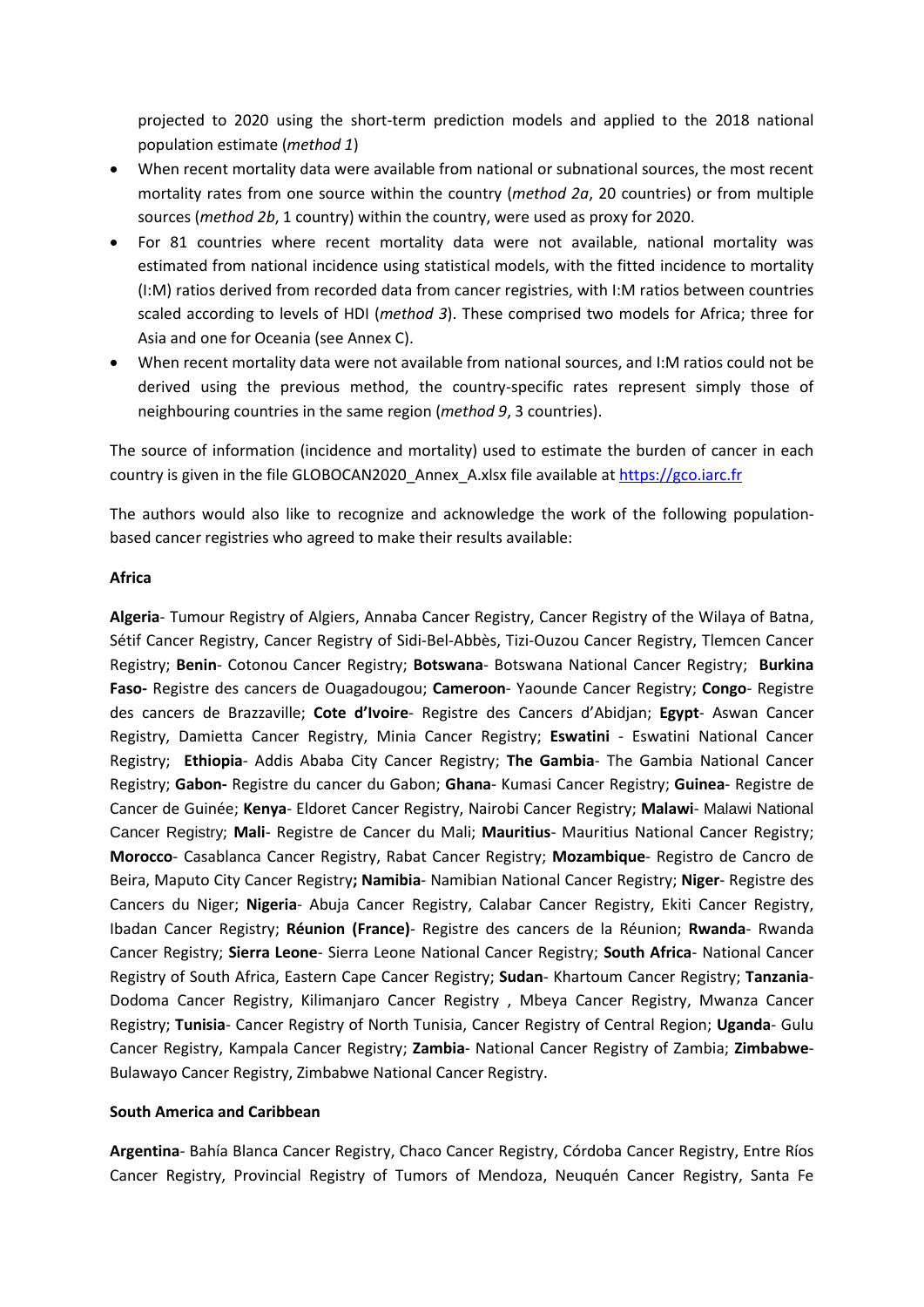projected to 2020 using the short-term prediction models and applied to the 2018 national population estimate (*method 1*)

- When recent mortality data were available from national or subnational sources, the most recent mortality rates from one source within the country (*method 2a*, 20 countries) or from multiple sources (*method 2b*, 1 country) within the country, were used as proxy for 2020.
- For 81 countries where recent mortality data were not available, national mortality was estimated from national incidence using statistical models, with the fitted incidence to mortality (I:M) ratios derived from recorded data from cancer registries, with I:M ratios between countries scaled according to levels of HDI (*method 3*). These comprised two models for Africa; three for Asia and one for Oceania (see Annex C).
- When recent mortality data were not available from national sources, and I:M ratios could not be derived using the previous method, the country-specific rates represent simply those of neighbouring countries in the same region (*method 9*, 3 countries).

The source of information (incidence and mortality) used to estimate the burden of cancer in each country is given in the file GLOBOCAN2020_Annex_A.xlsx file available at https://gco.iarc.fr

The authors would also like to recognize and acknowledge the work of the following population-based cancer registries who agreed to make their results available:

**Africa**

**Algeria**- Tumour Registry of Algiers, Annaba Cancer Registry, Cancer Registry of the Wilaya of Batna, Sétif Cancer Registry, Cancer Registry of Sidi-Bel-Abbès, Tizi-Ouzou Cancer Registry, Tlemcen Cancer Registry; **Benin**- Cotonou Cancer Registry; **Botswana**- Botswana National Cancer Registry; **Burkina Faso-** Registre des cancers de Ouagadougou; **Cameroon**- Yaounde Cancer Registry; **Congo**- Registre des cancers de Brazzaville; **Cote d'Ivoire**- Registre des Cancers d'Abidjan; **Egypt**- Aswan Cancer Registry, Damietta Cancer Registry, Minia Cancer Registry; **Eswatini** - Eswatini National Cancer Registry; **Ethiopia**- Addis Ababa City Cancer Registry; **The Gambia**- The Gambia National Cancer Registry; **Gabon-** Registre du cancer du Gabon; **Ghana**- Kumasi Cancer Registry; **Guinea**- Registre de Cancer de Guinée; **Kenya**- Eldoret Cancer Registry, Nairobi Cancer Registry; **Malawi**- Malawi National Cancer Registry; **Mali**- Registre de Cancer du Mali; **Mauritius**- Mauritius National Cancer Registry; **Morocco**- Casablanca Cancer Registry, Rabat Cancer Registry; **Mozambique**- Registro de Cancro de Beira, Maputo City Cancer Registry**; Namibia**- Namibian National Cancer Registry; **Niger**- Registre des Cancers du Niger; **Nigeria**- Abuja Cancer Registry, Calabar Cancer Registry, Ekiti Cancer Registry, Ibadan Cancer Registry; **Réunion (France)**- Registre des cancers de la Réunion; **Rwanda**- Rwanda Cancer Registry; **Sierra Leone**- Sierra Leone National Cancer Registry; **South Africa**- National Cancer Registry of South Africa, Eastern Cape Cancer Registry; **Sudan**- Khartoum Cancer Registry; **Tanzania**- Dodoma Cancer Registry, Kilimanjaro Cancer Registry , Mbeya Cancer Registry, Mwanza Cancer Registry; **Tunisia**- Cancer Registry of North Tunisia, Cancer Registry of Central Region; **Uganda**- Gulu Cancer Registry, Kampala Cancer Registry; **Zambia**- National Cancer Registry of Zambia; **Zimbabwe**- Bulawayo Cancer Registry, Zimbabwe National Cancer Registry.

**South America and Caribbean**

**Argentina**- Bahía Blanca Cancer Registry, Chaco Cancer Registry, Córdoba Cancer Registry, Entre Ríos Cancer Registry, Provincial Registry of Tumors of Mendoza, Neuquén Cancer Registry, Santa Fe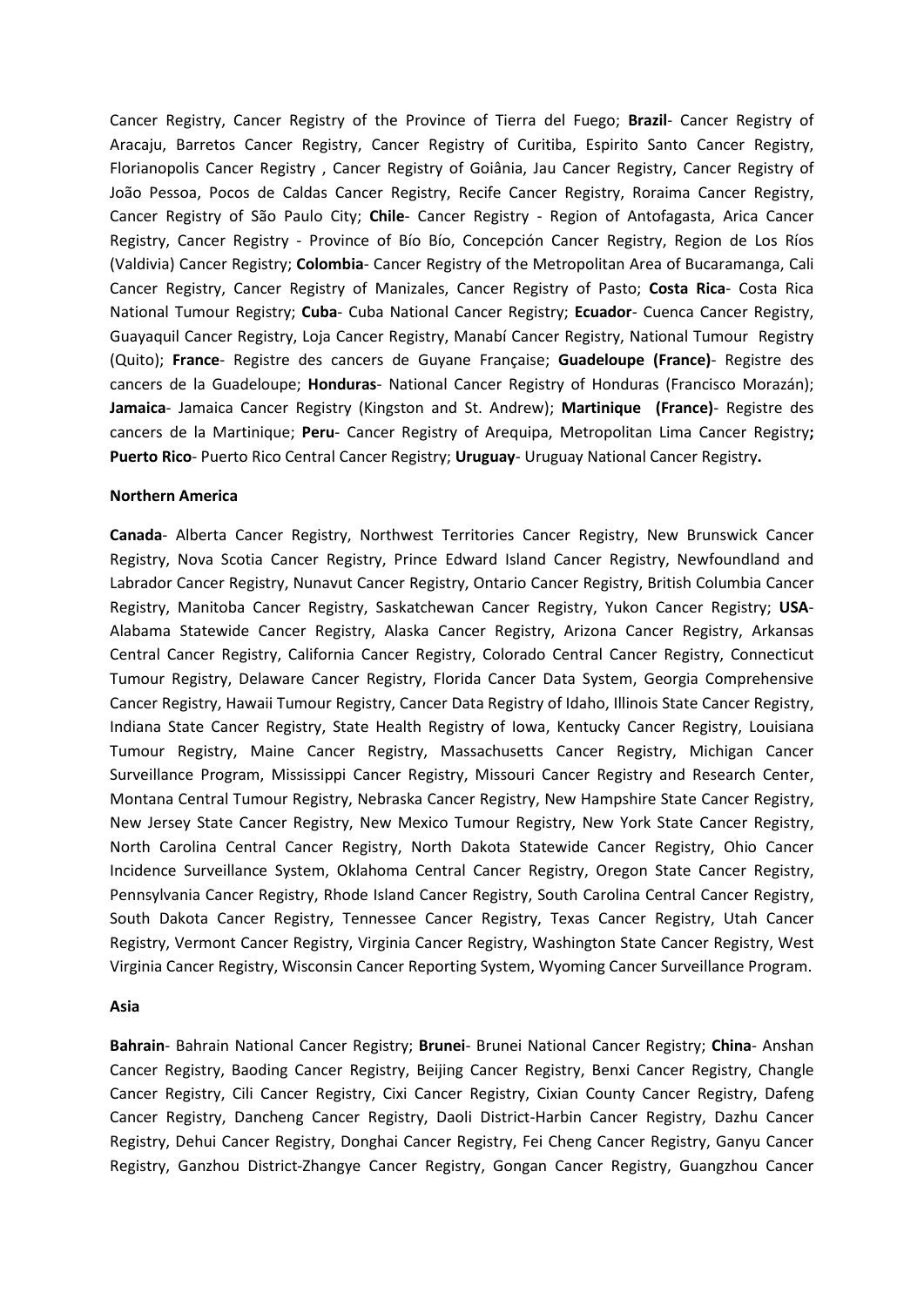Cancer Registry, Cancer Registry of the Province of Tierra del Fuego; **Brazil**- Cancer Registry of Aracaju, Barretos Cancer Registry, Cancer Registry of Curitiba, Espirito Santo Cancer Registry, Florianopolis Cancer Registry , Cancer Registry of Goiânia, Jau Cancer Registry, Cancer Registry of João Pessoa, Pocos de Caldas Cancer Registry, Recife Cancer Registry, Roraima Cancer Registry, Cancer Registry of São Paulo City; **Chile**- Cancer Registry - Region of Antofagasta, Arica Cancer Registry, Cancer Registry - Province of Bío Bío, Concepción Cancer Registry, Region de Los Ríos (Valdivia) Cancer Registry; **Colombia**- Cancer Registry of the Metropolitan Area of Bucaramanga, Cali Cancer Registry, Cancer Registry of Manizales, Cancer Registry of Pasto; **Costa Rica**- Costa Rica National Tumour Registry; **Cuba**- Cuba National Cancer Registry; **Ecuador**- Cuenca Cancer Registry, Guayaquil Cancer Registry, Loja Cancer Registry, Manabí Cancer Registry, National Tumour Registry (Quito); **France**- Registre des cancers de Guyane Française; **Guadeloupe (France)**- Registre des cancers de la Guadeloupe; **Honduras**- National Cancer Registry of Honduras (Francisco Morazán); **Jamaica**- Jamaica Cancer Registry (Kingston and St. Andrew); **Martinique (France)**- Registre des cancers de la Martinique; **Peru**- Cancer Registry of Arequipa, Metropolitan Lima Cancer Registry**;** **Puerto Rico**- Puerto Rico Central Cancer Registry; **Uruguay**- Uruguay National Cancer Registry**.**

**Northern America**

**Canada**- Alberta Cancer Registry, Northwest Territories Cancer Registry, New Brunswick Cancer Registry, Nova Scotia Cancer Registry, Prince Edward Island Cancer Registry, Newfoundland and Labrador Cancer Registry, Nunavut Cancer Registry, Ontario Cancer Registry, British Columbia Cancer Registry, Manitoba Cancer Registry, Saskatchewan Cancer Registry, Yukon Cancer Registry; **USA**- Alabama Statewide Cancer Registry, Alaska Cancer Registry, Arizona Cancer Registry, Arkansas Central Cancer Registry, California Cancer Registry, Colorado Central Cancer Registry, Connecticut Tumour Registry, Delaware Cancer Registry, Florida Cancer Data System, Georgia Comprehensive Cancer Registry, Hawaii Tumour Registry, Cancer Data Registry of Idaho, Illinois State Cancer Registry, Indiana State Cancer Registry, State Health Registry of Iowa, Kentucky Cancer Registry, Louisiana Tumour Registry, Maine Cancer Registry, Massachusetts Cancer Registry, Michigan Cancer Surveillance Program, Mississippi Cancer Registry, Missouri Cancer Registry and Research Center, Montana Central Tumour Registry, Nebraska Cancer Registry, New Hampshire State Cancer Registry, New Jersey State Cancer Registry, New Mexico Tumour Registry, New York State Cancer Registry, North Carolina Central Cancer Registry, North Dakota Statewide Cancer Registry, Ohio Cancer Incidence Surveillance System, Oklahoma Central Cancer Registry, Oregon State Cancer Registry, Pennsylvania Cancer Registry, Rhode Island Cancer Registry, South Carolina Central Cancer Registry, South Dakota Cancer Registry, Tennessee Cancer Registry, Texas Cancer Registry, Utah Cancer Registry, Vermont Cancer Registry, Virginia Cancer Registry, Washington State Cancer Registry, West Virginia Cancer Registry, Wisconsin Cancer Reporting System, Wyoming Cancer Surveillance Program.

**Asia**

**Bahrain**- Bahrain National Cancer Registry; **Brunei**- Brunei National Cancer Registry; **China**- Anshan Cancer Registry, Baoding Cancer Registry, Beijing Cancer Registry, Benxi Cancer Registry, Changle Cancer Registry, Cili Cancer Registry, Cixi Cancer Registry, Cixian County Cancer Registry, Dafeng Cancer Registry, Dancheng Cancer Registry, Daoli District-Harbin Cancer Registry, Dazhu Cancer Registry, Dehui Cancer Registry, Donghai Cancer Registry, Fei Cheng Cancer Registry, Ganyu Cancer Registry, Ganzhou District-Zhangye Cancer Registry, Gongan Cancer Registry, Guangzhou Cancer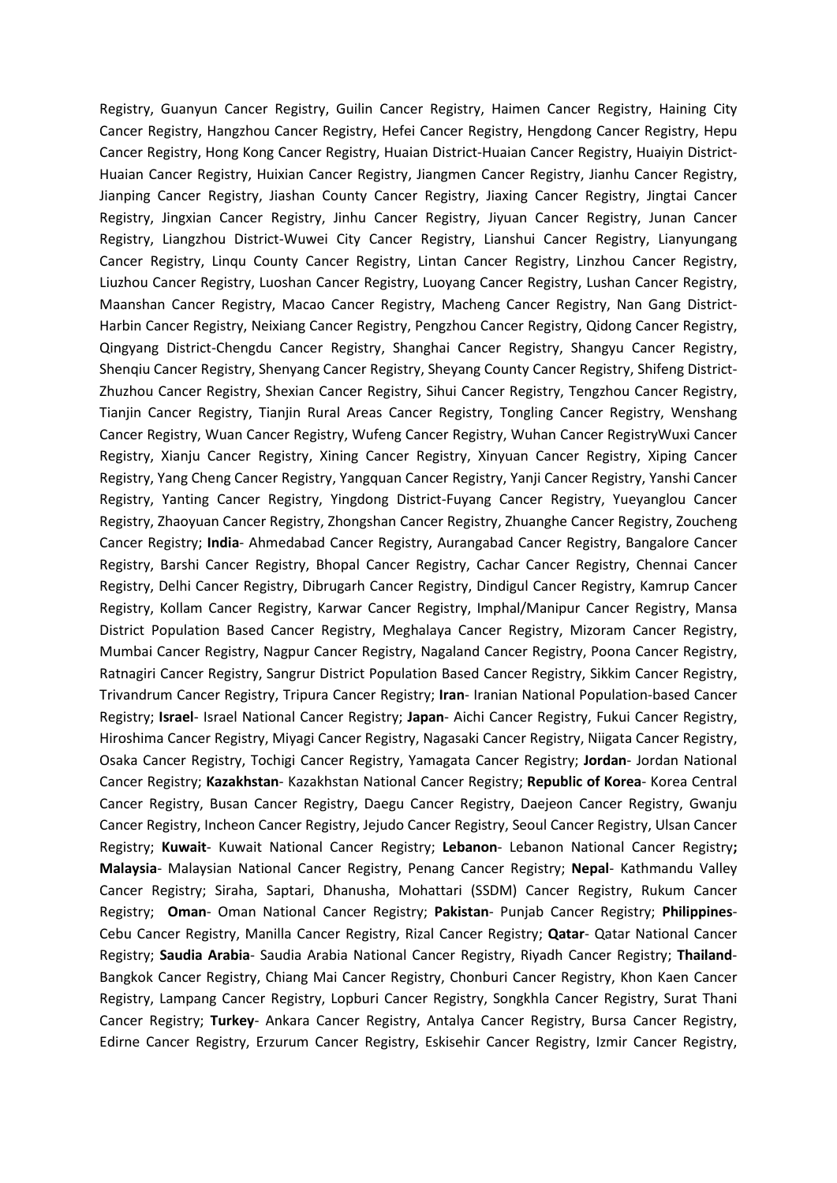Registry, Guanyun Cancer Registry, Guilin Cancer Registry, Haimen Cancer Registry, Haining City Cancer Registry, Hangzhou Cancer Registry, Hefei Cancer Registry, Hengdong Cancer Registry, Hepu Cancer Registry, Hong Kong Cancer Registry, Huaian District-Huaian Cancer Registry, Huaiyin District-Huaian Cancer Registry, Huixian Cancer Registry, Jiangmen Cancer Registry, Jianhu Cancer Registry, Jianping Cancer Registry, Jiashan County Cancer Registry, Jiaxing Cancer Registry, Jingtai Cancer Registry, Jingxian Cancer Registry, Jinhu Cancer Registry, Jiyuan Cancer Registry, Junan Cancer Registry, Liangzhou District-Wuwei City Cancer Registry, Lianshui Cancer Registry, Lianyungang Cancer Registry, Linqu County Cancer Registry, Lintan Cancer Registry, Linzhou Cancer Registry, Liuzhou Cancer Registry, Luoshan Cancer Registry, Luoyang Cancer Registry, Lushan Cancer Registry, Maanshan Cancer Registry, Macao Cancer Registry, Macheng Cancer Registry, Nan Gang District-Harbin Cancer Registry, Neixiang Cancer Registry, Pengzhou Cancer Registry, Qidong Cancer Registry, Qingyang District-Chengdu Cancer Registry, Shanghai Cancer Registry, Shangyu Cancer Registry, Shenqiu Cancer Registry, Shenyang Cancer Registry, Sheyang County Cancer Registry, Shifeng District-Zhuzhou Cancer Registry, Shexian Cancer Registry, Sihui Cancer Registry, Tengzhou Cancer Registry, Tianjin Cancer Registry, Tianjin Rural Areas Cancer Registry, Tongling Cancer Registry, Wenshang Cancer Registry, Wuan Cancer Registry, Wufeng Cancer Registry, Wuhan Cancer RegistryWuxi Cancer Registry, Xianju Cancer Registry, Xining Cancer Registry, Xinyuan Cancer Registry, Xiping Cancer Registry, Yang Cheng Cancer Registry, Yangquan Cancer Registry, Yanji Cancer Registry, Yanshi Cancer Registry, Yanting Cancer Registry, Yingdong District-Fuyang Cancer Registry, Yueyanglou Cancer Registry, Zhaoyuan Cancer Registry, Zhongshan Cancer Registry, Zhuanghe Cancer Registry, Zoucheng Cancer Registry; **India**- Ahmedabad Cancer Registry, Aurangabad Cancer Registry, Bangalore Cancer Registry, Barshi Cancer Registry, Bhopal Cancer Registry, Cachar Cancer Registry, Chennai Cancer Registry, Delhi Cancer Registry, Dibrugarh Cancer Registry, Dindigul Cancer Registry, Kamrup Cancer Registry, Kollam Cancer Registry, Karwar Cancer Registry, Imphal/Manipur Cancer Registry, Mansa District Population Based Cancer Registry, Meghalaya Cancer Registry, Mizoram Cancer Registry, Mumbai Cancer Registry, Nagpur Cancer Registry, Nagaland Cancer Registry, Poona Cancer Registry, Ratnagiri Cancer Registry, Sangrur District Population Based Cancer Registry, Sikkim Cancer Registry, Trivandrum Cancer Registry, Tripura Cancer Registry; **Iran**- Iranian National Population-based Cancer Registry; **Israel**- Israel National Cancer Registry; **Japan**- Aichi Cancer Registry, Fukui Cancer Registry, Hiroshima Cancer Registry, Miyagi Cancer Registry, Nagasaki Cancer Registry, Niigata Cancer Registry, Osaka Cancer Registry, Tochigi Cancer Registry, Yamagata Cancer Registry; **Jordan**- Jordan National Cancer Registry; **Kazakhstan**- Kazakhstan National Cancer Registry; **Republic of Korea**- Korea Central Cancer Registry, Busan Cancer Registry, Daegu Cancer Registry, Daejeon Cancer Registry, Gwanju Cancer Registry, Incheon Cancer Registry, Jejudo Cancer Registry, Seoul Cancer Registry, Ulsan Cancer Registry; **Kuwait**- Kuwait National Cancer Registry; **Lebanon**- Lebanon National Cancer Registry**;** **Malaysia**- Malaysian National Cancer Registry, Penang Cancer Registry; **Nepal**- Kathmandu Valley Cancer Registry; Siraha, Saptari, Dhanusha, Mohattari (SSDM) Cancer Registry, Rukum Cancer Registry; **Oman**- Oman National Cancer Registry; **Pakistan**- Punjab Cancer Registry; **Philippines**- Cebu Cancer Registry, Manilla Cancer Registry, Rizal Cancer Registry; **Qatar**- Qatar National Cancer Registry; **Saudia Arabia**- Saudia Arabia National Cancer Registry, Riyadh Cancer Registry; **Thailand**- Bangkok Cancer Registry, Chiang Mai Cancer Registry, Chonburi Cancer Registry, Khon Kaen Cancer Registry, Lampang Cancer Registry, Lopburi Cancer Registry, Songkhla Cancer Registry, Surat Thani Cancer Registry; **Turkey**- Ankara Cancer Registry, Antalya Cancer Registry, Bursa Cancer Registry, Edirne Cancer Registry, Erzurum Cancer Registry, Eskisehir Cancer Registry, Izmir Cancer Registry,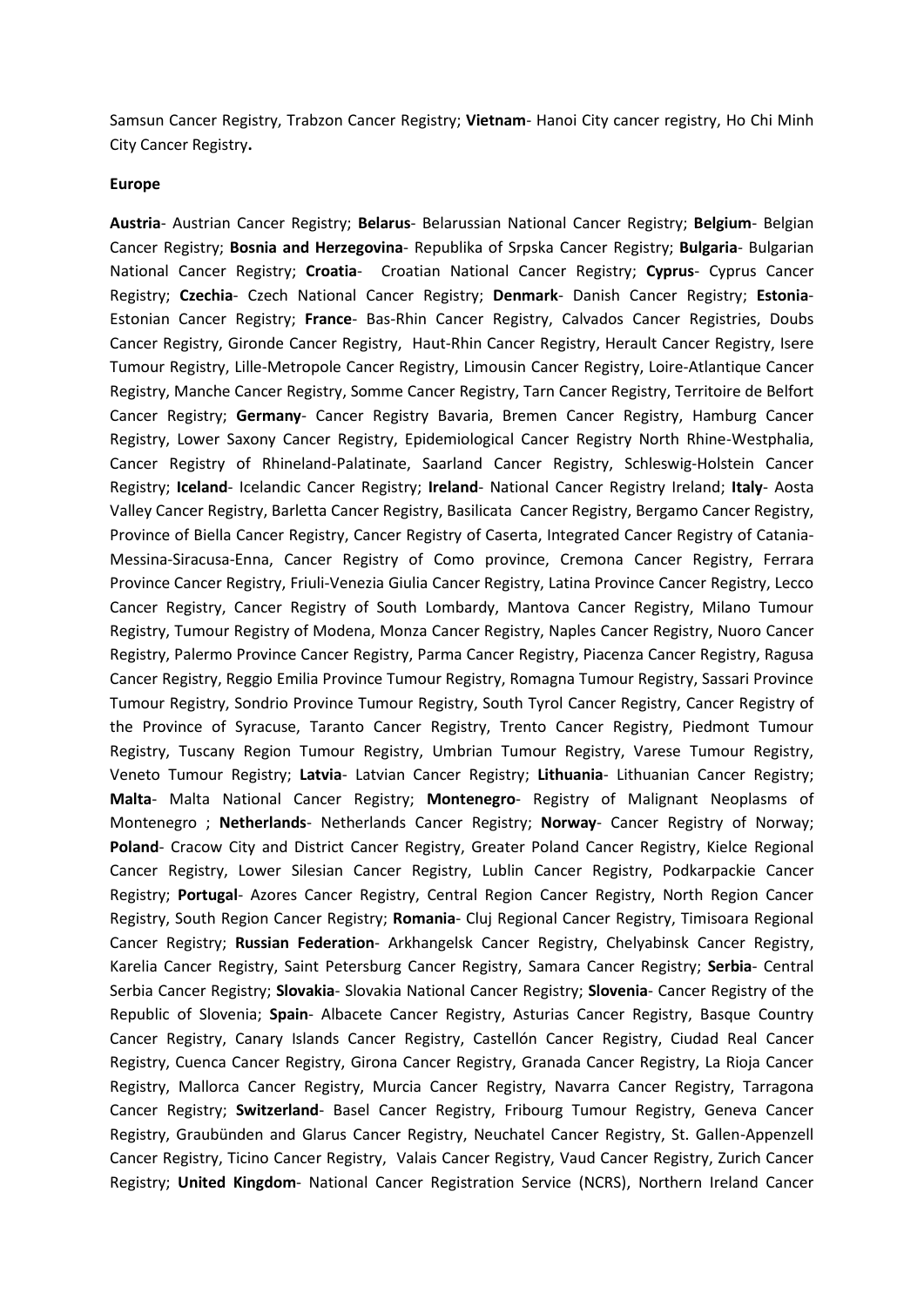Samsun Cancer Registry, Trabzon Cancer Registry; **Vietnam**- Hanoi City cancer registry, Ho Chi Minh City Cancer Registry**.**

**Europe**

**Austria**- Austrian Cancer Registry; **Belarus**- Belarussian National Cancer Registry; **Belgium**- Belgian Cancer Registry; **Bosnia and Herzegovina**- Republika of Srpska Cancer Registry; **Bulgaria**- Bulgarian National Cancer Registry; **Croatia**- Croatian National Cancer Registry; **Cyprus**- Cyprus Cancer Registry; **Czechia**- Czech National Cancer Registry; **Denmark**- Danish Cancer Registry; **Estonia**- Estonian Cancer Registry; **France**- Bas-Rhin Cancer Registry, Calvados Cancer Registries, Doubs Cancer Registry, Gironde Cancer Registry, Haut-Rhin Cancer Registry, Herault Cancer Registry, Isere Tumour Registry, Lille-Metropole Cancer Registry, Limousin Cancer Registry, Loire-Atlantique Cancer Registry, Manche Cancer Registry, Somme Cancer Registry, Tarn Cancer Registry, Territoire de Belfort Cancer Registry; **Germany**- Cancer Registry Bavaria, Bremen Cancer Registry, Hamburg Cancer Registry, Lower Saxony Cancer Registry, Epidemiological Cancer Registry North Rhine-Westphalia, Cancer Registry of Rhineland-Palatinate, Saarland Cancer Registry, Schleswig-Holstein Cancer Registry; **Iceland**- Icelandic Cancer Registry; **Ireland**- National Cancer Registry Ireland; **Italy**- Aosta Valley Cancer Registry, Barletta Cancer Registry, Basilicata Cancer Registry, Bergamo Cancer Registry, Province of Biella Cancer Registry, Cancer Registry of Caserta, Integrated Cancer Registry of Catania-Messina-Siracusa-Enna, Cancer Registry of Como province, Cremona Cancer Registry, Ferrara Province Cancer Registry, Friuli-Venezia Giulia Cancer Registry, Latina Province Cancer Registry, Lecco Cancer Registry, Cancer Registry of South Lombardy, Mantova Cancer Registry, Milano Tumour Registry, Tumour Registry of Modena, Monza Cancer Registry, Naples Cancer Registry, Nuoro Cancer Registry, Palermo Province Cancer Registry, Parma Cancer Registry, Piacenza Cancer Registry, Ragusa Cancer Registry, Reggio Emilia Province Tumour Registry, Romagna Tumour Registry, Sassari Province Tumour Registry, Sondrio Province Tumour Registry, South Tyrol Cancer Registry, Cancer Registry of the Province of Syracuse, Taranto Cancer Registry, Trento Cancer Registry, Piedmont Tumour Registry, Tuscany Region Tumour Registry, Umbrian Tumour Registry, Varese Tumour Registry, Veneto Tumour Registry; **Latvia**- Latvian Cancer Registry; **Lithuania**- Lithuanian Cancer Registry; **Malta**- Malta National Cancer Registry; **Montenegro**- Registry of Malignant Neoplasms of Montenegro ; **Netherlands**- Netherlands Cancer Registry; **Norway**- Cancer Registry of Norway; **Poland**- Cracow City and District Cancer Registry, Greater Poland Cancer Registry, Kielce Regional Cancer Registry, Lower Silesian Cancer Registry, Lublin Cancer Registry, Podkarpackie Cancer Registry; **Portugal**- Azores Cancer Registry, Central Region Cancer Registry, North Region Cancer Registry, South Region Cancer Registry; **Romania**- Cluj Regional Cancer Registry, Timisoara Regional Cancer Registry; **Russian Federation**- Arkhangelsk Cancer Registry, Chelyabinsk Cancer Registry, Karelia Cancer Registry, Saint Petersburg Cancer Registry, Samara Cancer Registry; **Serbia**- Central Serbia Cancer Registry; **Slovakia**- Slovakia National Cancer Registry; **Slovenia**- Cancer Registry of the Republic of Slovenia; **Spain**- Albacete Cancer Registry, Asturias Cancer Registry, Basque Country Cancer Registry, Canary Islands Cancer Registry, Castellón Cancer Registry, Ciudad Real Cancer Registry, Cuenca Cancer Registry, Girona Cancer Registry, Granada Cancer Registry, La Rioja Cancer Registry, Mallorca Cancer Registry, Murcia Cancer Registry, Navarra Cancer Registry, Tarragona Cancer Registry; **Switzerland**- Basel Cancer Registry, Fribourg Tumour Registry, Geneva Cancer Registry, Graubünden and Glarus Cancer Registry, Neuchatel Cancer Registry, St. Gallen-Appenzell Cancer Registry, Ticino Cancer Registry, Valais Cancer Registry, Vaud Cancer Registry, Zurich Cancer Registry; **United Kingdom**- National Cancer Registration Service (NCRS), Northern Ireland Cancer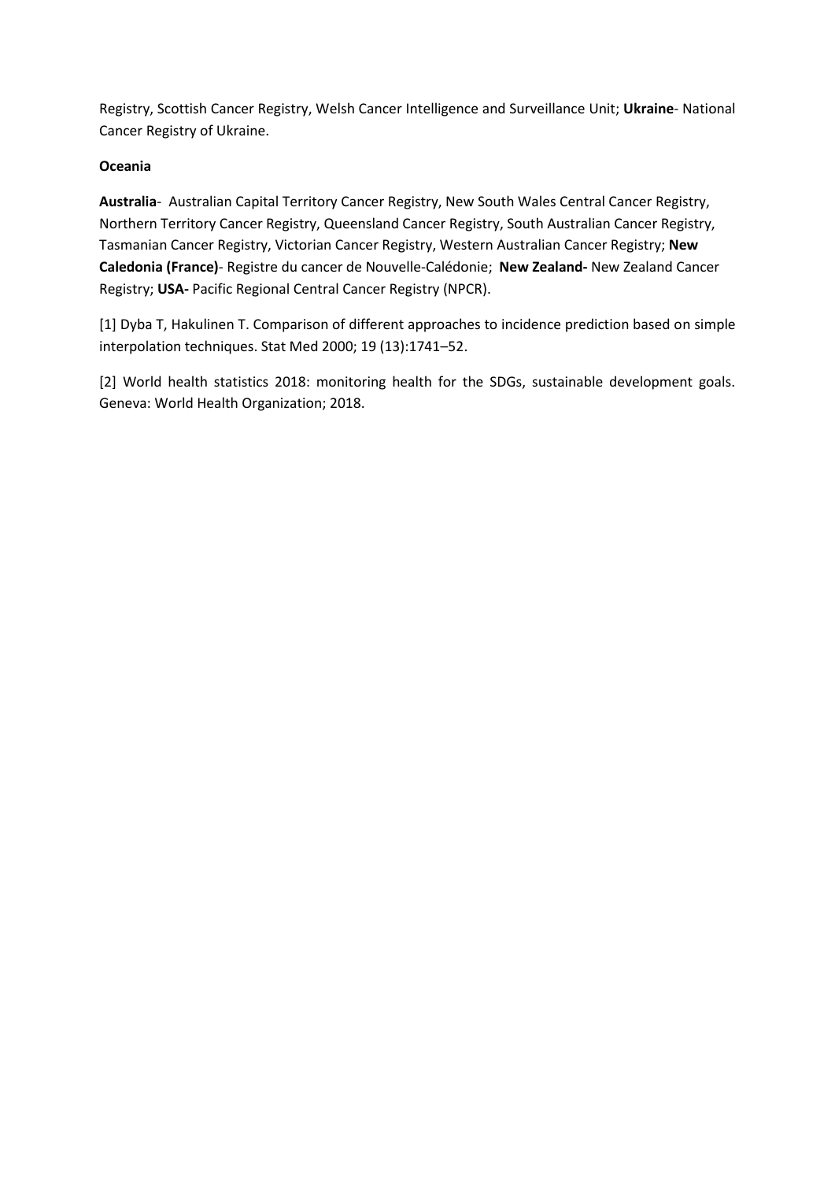Registry, Scottish Cancer Registry, Welsh Cancer Intelligence and Surveillance Unit; **Ukraine**- National Cancer Registry of Ukraine.

**Oceania**

**Australia**- Australian Capital Territory Cancer Registry, New South Wales Central Cancer Registry, Northern Territory Cancer Registry, Queensland Cancer Registry, South Australian Cancer Registry, Tasmanian Cancer Registry, Victorian Cancer Registry, Western Australian Cancer Registry; **New Caledonia (France)**- Registre du cancer de Nouvelle-Calédonie; **New Zealand-** New Zealand Cancer Registry; **USA-** Pacific Regional Central Cancer Registry (NPCR).

[1] Dyba T, Hakulinen T. Comparison of different approaches to incidence prediction based on simple interpolation techniques. Stat Med 2000; 19 (13):1741–52.

[2] World health statistics 2018: monitoring health for the SDGs, sustainable development goals. Geneva: World Health Organization; 2018.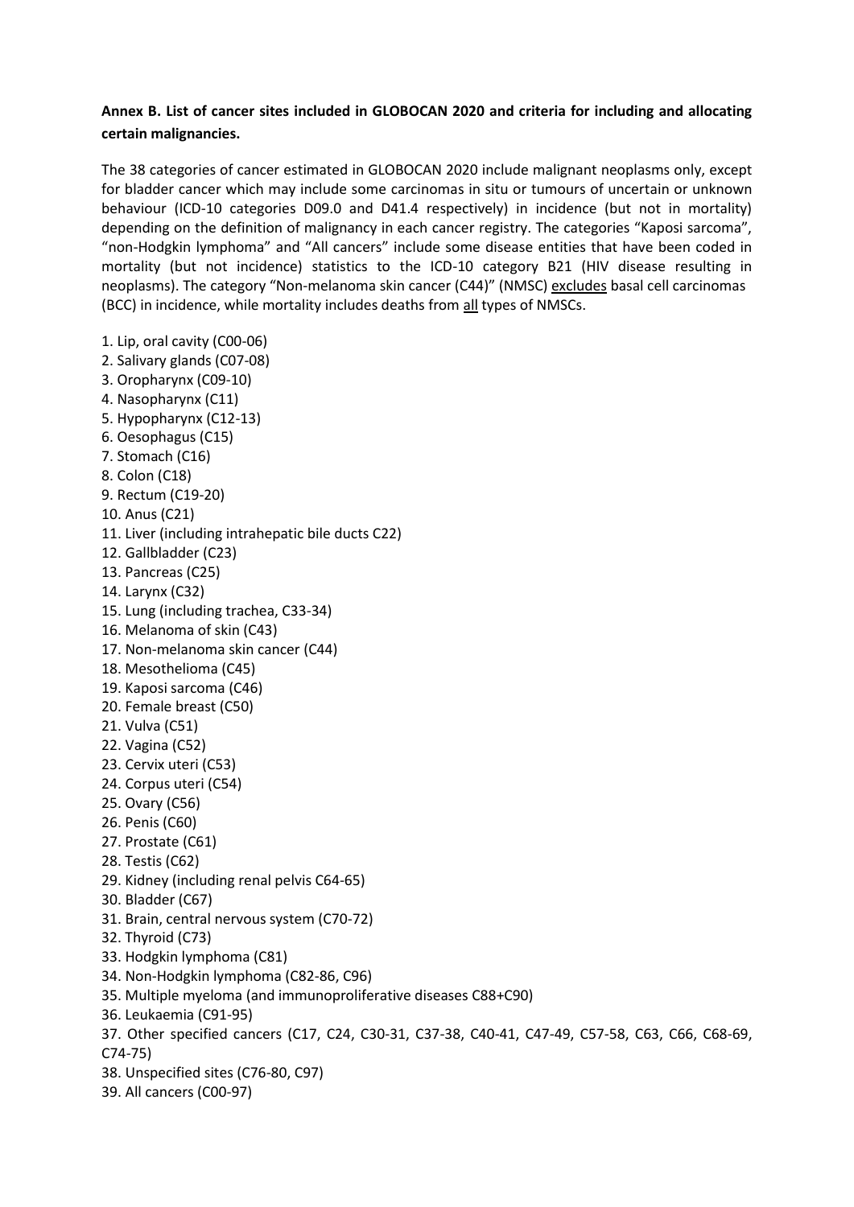**Annex B. List of cancer sites included in GLOBOCAN 2020 and criteria for including and allocating certain malignancies.**

The 38 categories of cancer estimated in GLOBOCAN 2020 include malignant neoplasms only, except for bladder cancer which may include some carcinomas in situ or tumours of uncertain or unknown behaviour (ICD-10 categories D09.0 and D41.4 respectively) in incidence (but not in mortality) depending on the definition of malignancy in each cancer registry. The categories "Kaposi sarcoma", "non-Hodgkin lymphoma" and "All cancers" include some disease entities that have been coded in mortality (but not incidence) statistics to the ICD-10 category B21 (HIV disease resulting in neoplasms). The category "Non-melanoma skin cancer (C44)" (NMSC) excludes basal cell carcinomas (BCC) in incidence, while mortality includes deaths from all types of NMSCs.

1. Lip, oral cavity (C00-06)
2. Salivary glands (C07-08)
3. Oropharynx (C09-10)
4. Nasopharynx (C11)
5. Hypopharynx (C12-13)
6. Oesophagus (C15)
7. Stomach (C16)
8. Colon (C18)
9. Rectum (C19-20)
10. Anus (C21)
11. Liver (including intrahepatic bile ducts C22)
12. Gallbladder (C23)
13. Pancreas (C25)
14. Larynx (C32)
15. Lung (including trachea, C33-34)
16. Melanoma of skin (C43)
17. Non-melanoma skin cancer (C44)
18. Mesothelioma (C45)
19. Kaposi sarcoma (C46)
20. Female breast (C50)
21. Vulva (C51)
22. Vagina (C52)
23. Cervix uteri (C53)
24. Corpus uteri (C54)
25. Ovary (C56)
26. Penis (C60)
27. Prostate (C61)
28. Testis (C62)
29. Kidney (including renal pelvis C64-65)
30. Bladder (C67)
31. Brain, central nervous system (C70-72)
32. Thyroid (C73)
33. Hodgkin lymphoma (C81)
34. Non-Hodgkin lymphoma (C82-86, C96)
35. Multiple myeloma (and immunoproliferative diseases C88+C90)
36. Leukaemia (C91-95)
37. Other specified cancers (C17, C24, C30-31, C37-38, C40-41, C47-49, C57-58, C63, C66, C68-69, C74-75)
38. Unspecified sites (C76-80, C97)
39. All cancers (C00-97)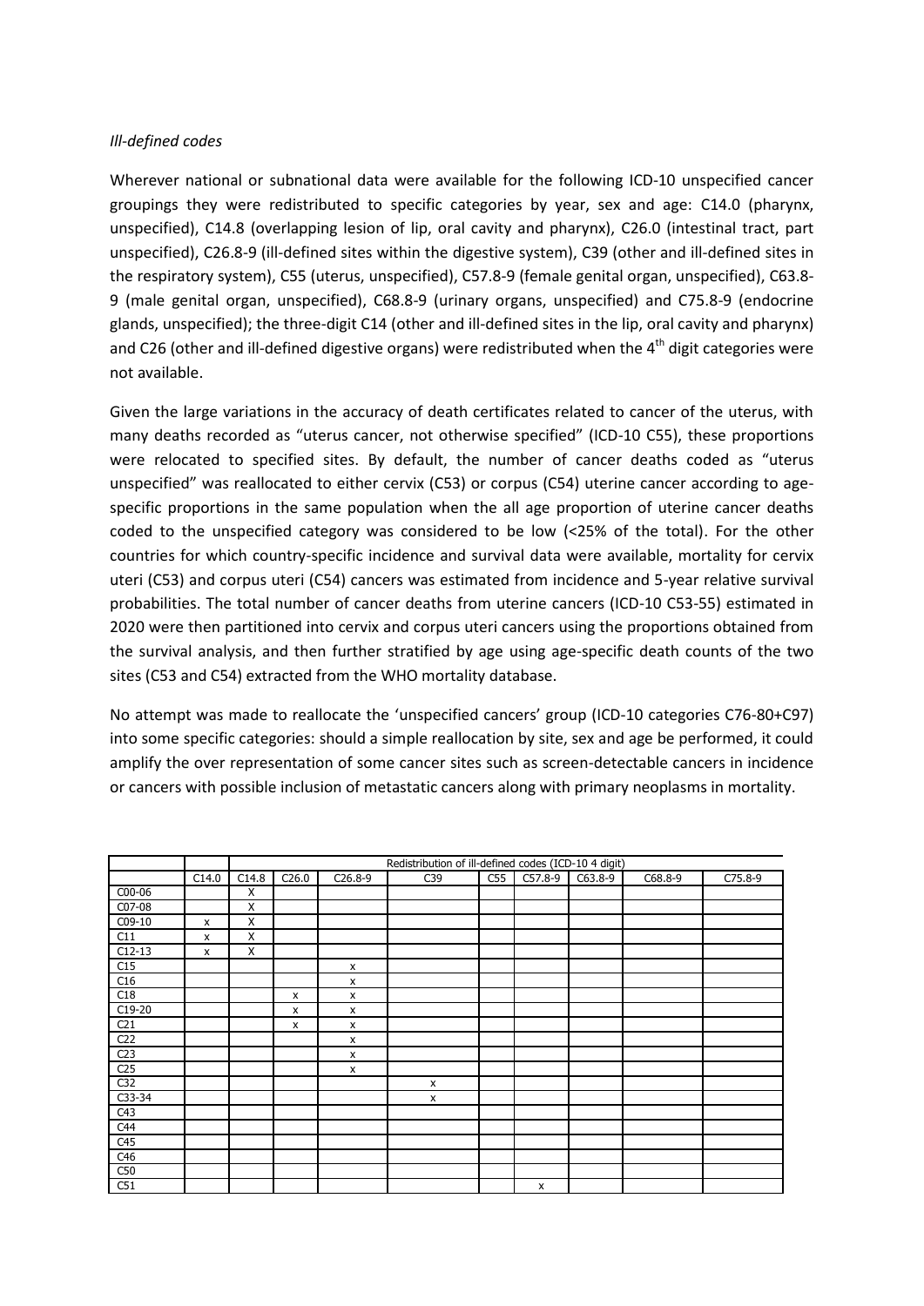*Ill-defined codes*

Wherever national or subnational data were available for the following ICD-10 unspecified cancer groupings they were redistributed to specific categories by year, sex and age: C14.0 (pharynx, unspecified), C14.8 (overlapping lesion of lip, oral cavity and pharynx), C26.0 (intestinal tract, part unspecified), C26.8-9 (ill-defined sites within the digestive system), C39 (other and ill-defined sites in the respiratory system), C55 (uterus, unspecified), C57.8-9 (female genital organ, unspecified), C63.8-9 (male genital organ, unspecified), C68.8-9 (urinary organs, unspecified) and C75.8-9 (endocrine glands, unspecified); the three-digit C14 (other and ill-defined sites in the lip, oral cavity and pharynx) and C26 (other and ill-defined digestive organs) were redistributed when the 4th digit categories were not available.

Given the large variations in the accuracy of death certificates related to cancer of the uterus, with many deaths recorded as "uterus cancer, not otherwise specified" (ICD-10 C55), these proportions were relocated to specified sites. By default, the number of cancer deaths coded as "uterus unspecified" was reallocated to either cervix (C53) or corpus (C54) uterine cancer according to age-specific proportions in the same population when the all age proportion of uterine cancer deaths coded to the unspecified category was considered to be low (<25% of the total). For the other countries for which country-specific incidence and survival data were available, mortality for cervix uteri (C53) and corpus uteri (C54) cancers was estimated from incidence and 5-year relative survival probabilities. The total number of cancer deaths from uterine cancers (ICD-10 C53-55) estimated in 2020 were then partitioned into cervix and corpus uteri cancers using the proportions obtained from the survival analysis, and then further stratified by age using age-specific death counts of the two sites (C53 and C54) extracted from the WHO mortality database.

No attempt was made to reallocate the 'unspecified cancers' group (ICD-10 categories C76-80+C97) into some specific categories: should a simple reallocation by site, sex and age be performed, it could amplify the over representation of some cancer sites such as screen-detectable cancers in incidence or cancers with possible inclusion of metastatic cancers along with primary neoplasms in mortality.

| | | Redistribution of ill-defined codes (ICD-10 4 digit) | | | | | | | | |
|---|---|---|---|---|---|---|---|---|---|---|
| | C14.0 | C14.8 | C26.0 | C26.8-9 | C39 | C55 | C57.8-9 | C63.8-9 | C68.8-9 | C75.8-9 |
| C00-06 | | X | | | | | | | | |
| C07-08 | | X | | | | | | | | |
| C09-10 | x | X | | | | | | | | |
| C11 | x | X | | | | | | | | |
| C12-13 | x | X | | | | | | | | |
| C15 | | | | x | | | | | | |
| C16 | | | | x | | | | | | |
| C18 | | | x | x | | | | | | |
| C19-20 | | | x | x | | | | | | |
| C21 | | | x | x | | | | | | |
| C22 | | | | x | | | | | | |
| C23 | | | | x | | | | | | |
| C25 | | | | x | | | | | | |
| C32 | | | | | x | | | | | |
| C33-34 | | | | | x | | | | | |
| C43 | | | | | | | | | | |
| C44 | | | | | | | | | | |
| C45 | | | | | | | | | | |
| C46 | | | | | | | | | | |
| C50 | | | | | | | | | | |
| C51 | | | | | | | x | | | |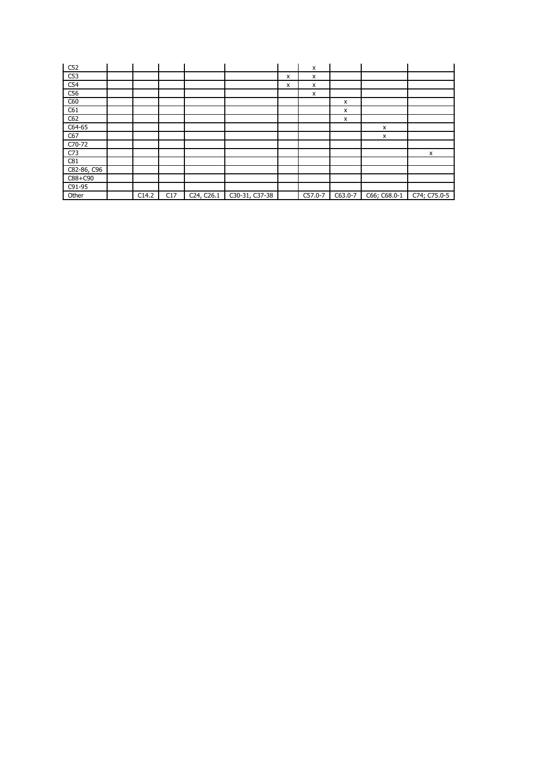| | | | | | | | | | | |
|---|---|---|---|---|---|---|---|---|---|---|
| C52 | | | | | | | x | | | |
| C53 | | | | | | x | x | | | |
| C54 | | | | | | x | x | | | |
| C56 | | | | | | | x | | | |
| C60 | | | | | | | | x | | |
| C61 | | | | | | | | x | | |
| C62 | | | | | | | | x | | |
| C64-65 | | | | | | | | | x | |
| C67 | | | | | | | | | x | |
| C70-72 | | | | | | | | | | |
| C73 | | | | | | | | | | x |
| C81 | | | | | | | | | | |
| C82-86, C96 | | | | | | | | | | |
| C88+C90 | | | | | | | | | | |
| C91-95 | | | | | | | | | | |
| Other | | C14.2 | C17 | C24, C26.1 | C30-31, C37-38 | | C57.0-7 | C63.0-7 | C66; C68.0-1 | C74; C75.0-5 |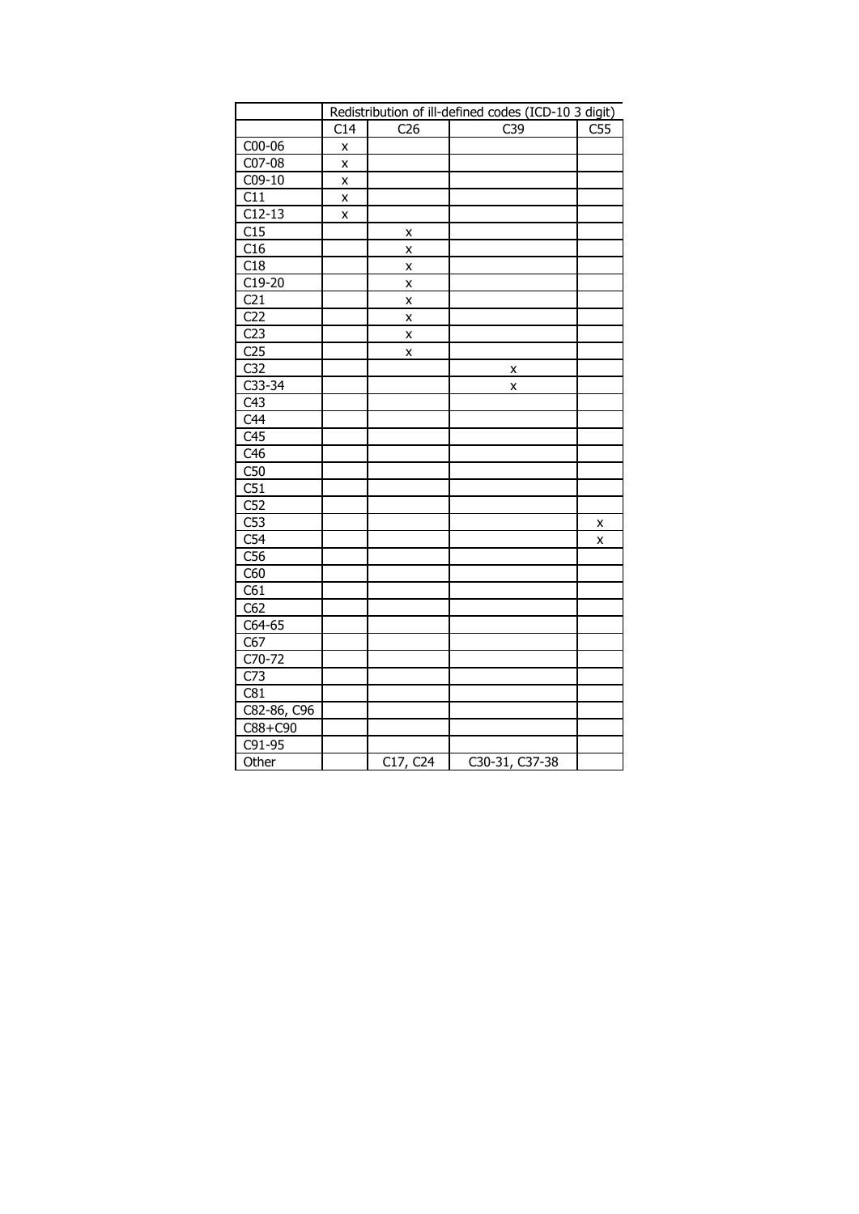| | Redistribution of ill-defined codes (ICD-10 3 digit) | | | |
|---|---|---|---|---|
| | C14 | C26 | C39 | C55 |
| C00-06 | x | | | |
| C07-08 | x | | | |
| C09-10 | x | | | |
| C11 | x | | | |
| C12-13 | x | | | |
| C15 | | x | | |
| C16 | | x | | |
| C18 | | x | | |
| C19-20 | | x | | |
| C21 | | x | | |
| C22 | | x | | |
| C23 | | x | | |
| C25 | | x | | |
| C32 | | | x | |
| C33-34 | | | x | |
| C43 | | | | |
| C44 | | | | |
| C45 | | | | |
| C46 | | | | |
| C50 | | | | |
| C51 | | | | |
| C52 | | | | |
| C53 | | | | x |
| C54 | | | | x |
| C56 | | | | |
| C60 | | | | |
| C61 | | | | |
| C62 | | | | |
| C64-65 | | | | |
| C67 | | | | |
| C70-72 | | | | |
| C73 | | | | |
| C81 | | | | |
| C82-86, C96 | | | | |
| C88+C90 | | | | |
| C91-95 | | | | |
| Other | | C17, C24 | C30-31, C37-38 | |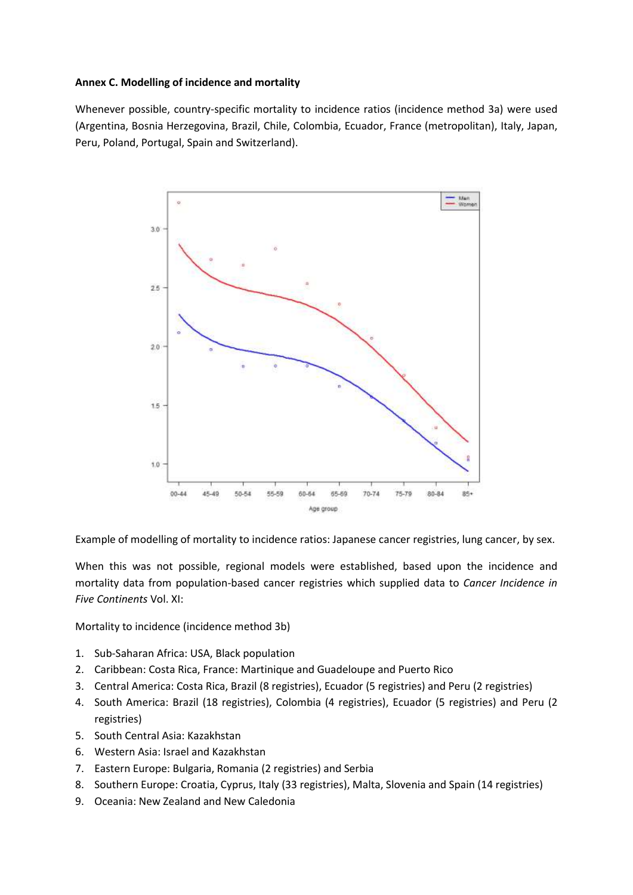**Annex C. Modelling of incidence and mortality**

Whenever possible, country-specific mortality to incidence ratios (incidence method 3a) were used (Argentina, Bosnia Herzegovina, Brazil, Chile, Colombia, Ecuador, France (metropolitan), Italy, Japan, Peru, Poland, Portugal, Spain and Switzerland).

Example of modelling of mortality to incidence ratios: Japanese cancer registries, lung cancer, by sex.

When this was not possible, regional models were established, based upon the incidence and mortality data from population-based cancer registries which supplied data to *Cancer Incidence in Five Continents* Vol. XI:

Mortality to incidence (incidence method 3b)

1. Sub-Saharan Africa: USA, Black population
2. Caribbean: Costa Rica, France: Martinique and Guadeloupe and Puerto Rico
3. Central America: Costa Rica, Brazil (8 registries), Ecuador (5 registries) and Peru (2 registries)
4. South America: Brazil (18 registries), Colombia (4 registries), Ecuador (5 registries) and Peru (2 registries)
5. South Central Asia: Kazakhstan
6. Western Asia: Israel and Kazakhstan
7. Eastern Europe: Bulgaria, Romania (2 registries) and Serbia
8. Southern Europe: Croatia, Cyprus, Italy (33 registries), Malta, Slovenia and Spain (14 registries)
9. Oceania: New Zealand and New Caledonia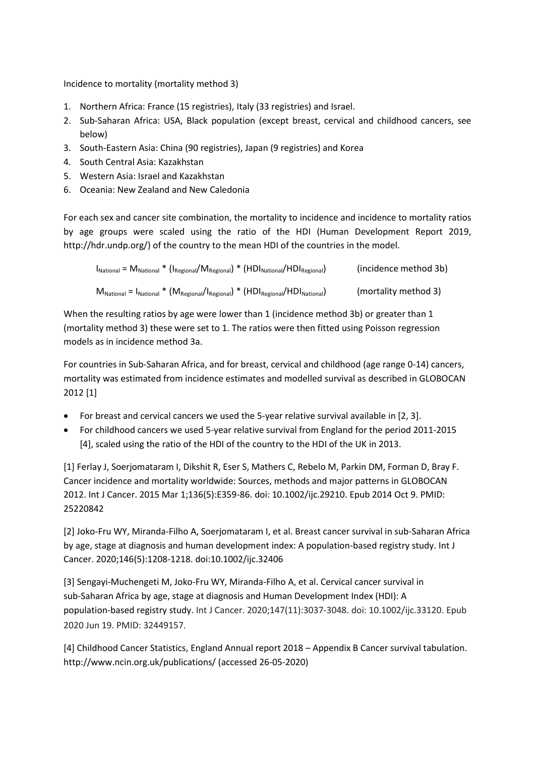Incidence to mortality (mortality method 3)

1. Northern Africa: France (15 registries), Italy (33 registries) and Israel.
2. Sub-Saharan Africa: USA, Black population (except breast, cervical and childhood cancers, see below)
3. South-Eastern Asia: China (90 registries), Japan (9 registries) and Korea
4. South Central Asia: Kazakhstan
5. Western Asia: Israel and Kazakhstan
6. Oceania: New Zealand and New Caledonia

For each sex and cancer site combination, the mortality to incidence and incidence to mortality ratios by age groups were scaled using the ratio of the HDI (Human Development Report 2019, http://hdr.undp.org/) of the country to the mean HDI of the countries in the model.

$$I_{National} = M_{National} * (I_{Regional}/M_{Regional}) * (HDI_{National}/HDI_{Regional}) \quad \text{(incidence method 3b)}$$

$$M_{National} = I_{National} * (M_{Regional}/I_{Regional}) * (HDI_{Regional}/HDI_{National}) \quad \text{(mortality method 3)}$$

When the resulting ratios by age were lower than 1 (incidence method 3b) or greater than 1 (mortality method 3) these were set to 1. The ratios were then fitted using Poisson regression models as in incidence method 3a.

For countries in Sub-Saharan Africa, and for breast, cervical and childhood (age range 0-14) cancers, mortality was estimated from incidence estimates and modelled survival as described in GLOBOCAN 2012 [1]

- For breast and cervical cancers we used the 5-year relative survival available in [2, 3].
- For childhood cancers we used 5-year relative survival from England for the period 2011-2015 [4], scaled using the ratio of the HDI of the country to the HDI of the UK in 2013.

[1] Ferlay J, Soerjomataram I, Dikshit R, Eser S, Mathers C, Rebelo M, Parkin DM, Forman D, Bray F. Cancer incidence and mortality worldwide: Sources, methods and major patterns in GLOBOCAN 2012. Int J Cancer. 2015 Mar 1;136(5):E359-86. doi: 10.1002/ijc.29210. Epub 2014 Oct 9. PMID: 25220842

[2] Joko-Fru WY, Miranda-Filho A, Soerjomataram I, et al. Breast cancer survival in sub-Saharan Africa by age, stage at diagnosis and human development index: A population-based registry study. Int J Cancer. 2020;146(5):1208-1218. doi:10.1002/ijc.32406

[3] Sengayi-Muchengeti M, Joko-Fru WY, Miranda-Filho A, et al. Cervical cancer survival in sub-Saharan Africa by age, stage at diagnosis and Human Development Index (HDI): A population-based registry study. Int J Cancer. 2020;147(11):3037-3048. doi: 10.1002/ijc.33120. Epub 2020 Jun 19. PMID: 32449157.

[4] Childhood Cancer Statistics, England Annual report 2018 – Appendix B Cancer survival tabulation. http://www.ncin.org.uk/publications/ (accessed 26-05-2020)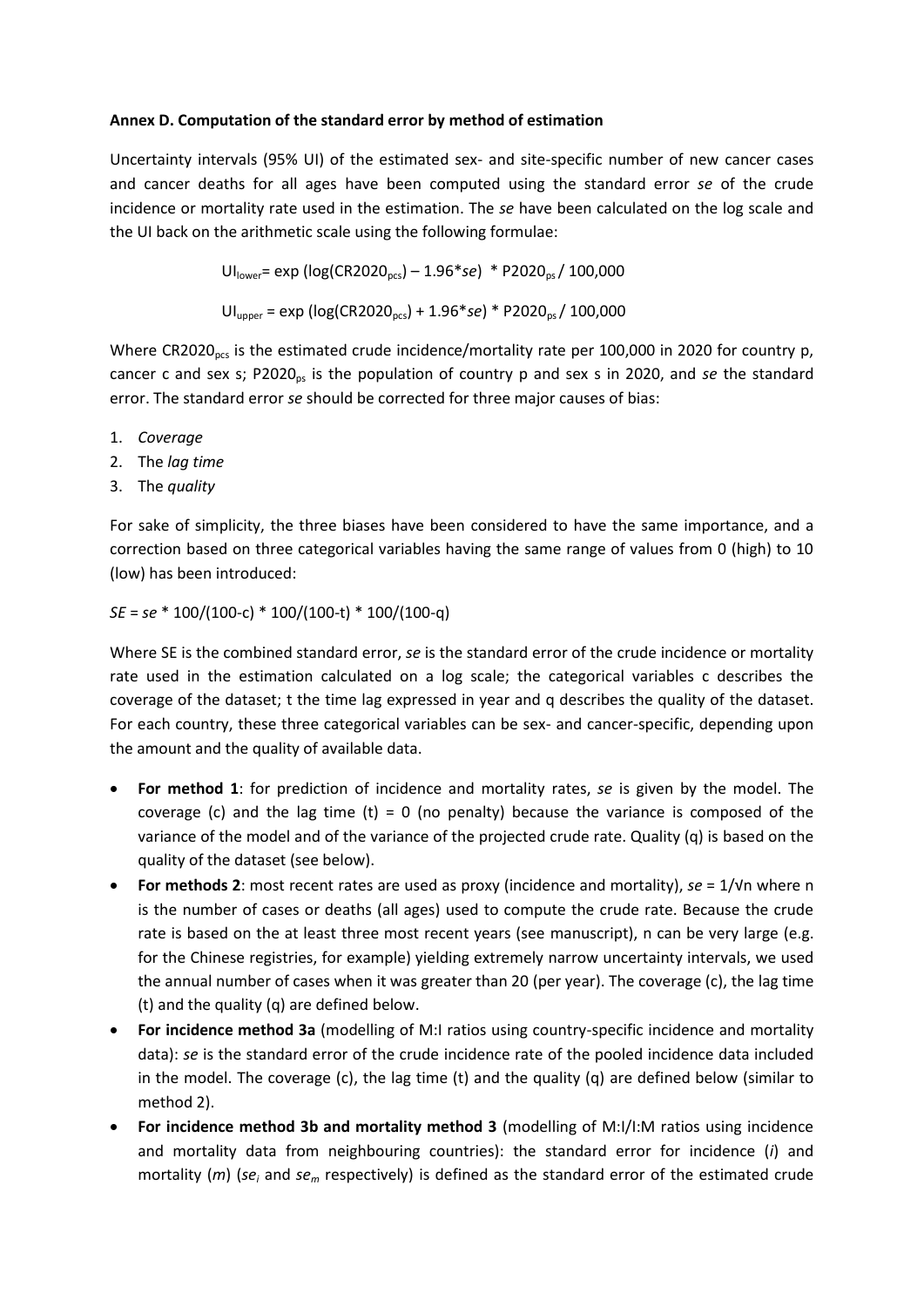**Annex D. Computation of the standard error by method of estimation**

Uncertainty intervals (95% UI) of the estimated sex- and site-specific number of new cancer cases and cancer deaths for all ages have been computed using the standard error *se* of the crude incidence or mortality rate used in the estimation. The *se* have been calculated on the log scale and the UI back on the arithmetic scale using the following formulae:

$$UI_{lower} = \exp(\log(CR2020_{pcs}) - 1.96 * se) * P2020_{ps} / 100{,}000$$

$$UI_{upper} = \exp(\log(CR2020_{pcs}) + 1.96 * se) * P2020_{ps} / 100{,}000$$

Where $CR2020_{pcs}$ is the estimated crude incidence/mortality rate per 100,000 in 2020 for country p, cancer c and sex s; $P2020_{ps}$ is the population of country p and sex s in 2020, and *se* the standard error. The standard error *se* should be corrected for three major causes of bias:

1. *Coverage*
2. The *lag time*
3. The *quality*

For sake of simplicity, the three biases have been considered to have the same importance, and a correction based on three categorical variables having the same range of values from 0 (high) to 10 (low) has been introduced:

$$SE = se * 100/(100-c) * 100/(100-t) * 100/(100-q)$$

Where SE is the combined standard error, *se* is the standard error of the crude incidence or mortality rate used in the estimation calculated on a log scale; the categorical variables c describes the coverage of the dataset; t the time lag expressed in year and q describes the quality of the dataset. For each country, these three categorical variables can be sex- and cancer-specific, depending upon the amount and the quality of available data.

- **For method 1**: for prediction of incidence and mortality rates, *se* is given by the model. The coverage (c) and the lag time (t) = 0 (no penalty) because the variance is composed of the variance of the model and of the variance of the projected crude rate. Quality (q) is based on the quality of the dataset (see below).
- **For methods 2**: most recent rates are used as proxy (incidence and mortality), $se = 1/\sqrt{n}$ where n is the number of cases or deaths (all ages) used to compute the crude rate. Because the crude rate is based on the at least three most recent years (see manuscript), n can be very large (e.g. for the Chinese registries, for example) yielding extremely narrow uncertainty intervals, we used the annual number of cases when it was greater than 20 (per year). The coverage (c), the lag time (t) and the quality (q) are defined below.
- **For incidence method 3a** (modelling of M:I ratios using country-specific incidence and mortality data): *se* is the standard error of the crude incidence rate of the pooled incidence data included in the model. The coverage (c), the lag time (t) and the quality (q) are defined below (similar to method 2).
- **For incidence method 3b and mortality method 3** (modelling of M:I/I:M ratios using incidence and mortality data from neighbouring countries): the standard error for incidence (*i*) and mortality (*m*) ($se_i$ and $se_m$ respectively) is defined as the standard error of the estimated crude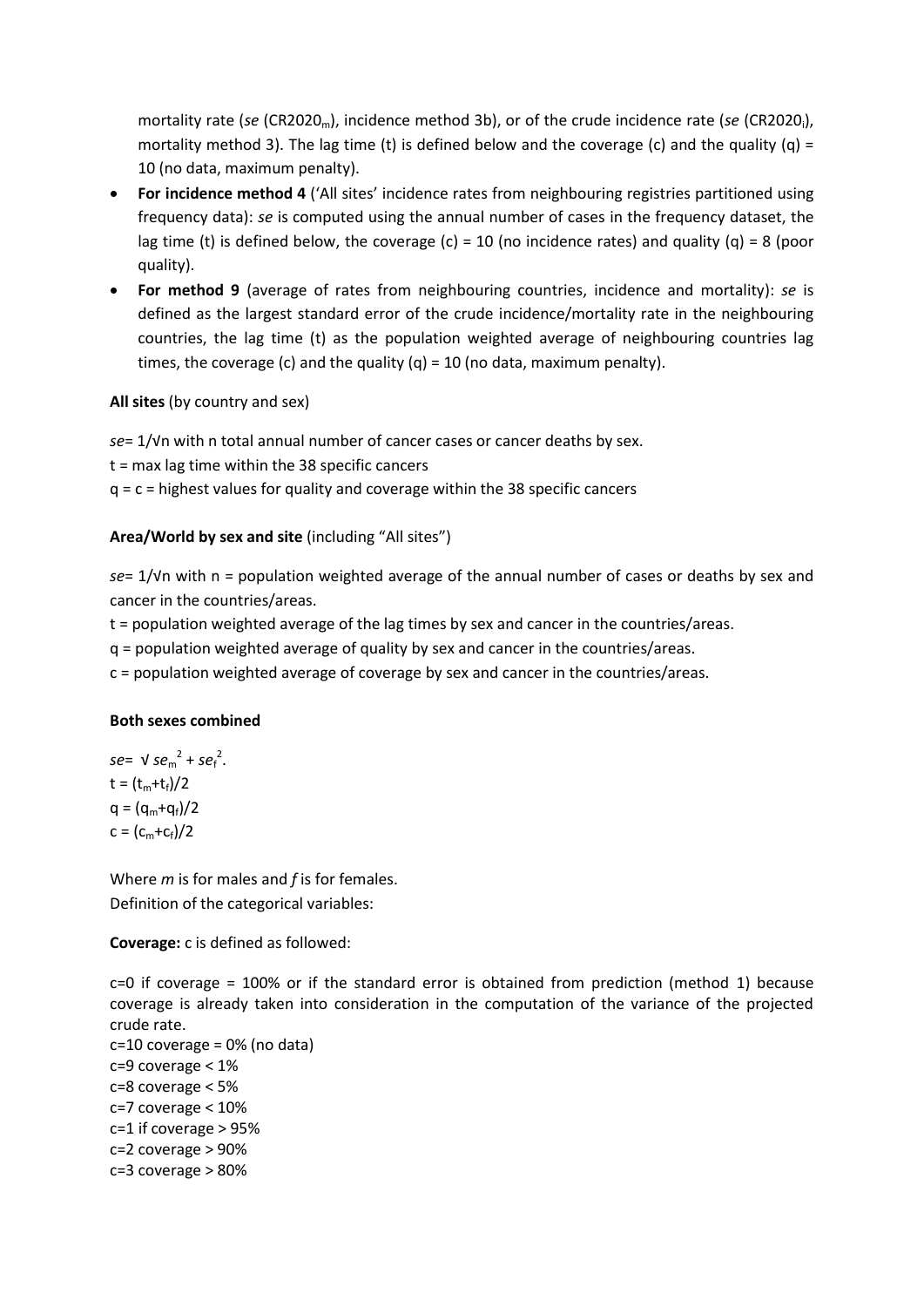mortality rate (*se* ($CR2020_m$), incidence method 3b), or of the crude incidence rate (*se* ($CR2020_i$), mortality method 3). The lag time (t) is defined below and the coverage (c) and the quality (q) = 10 (no data, maximum penalty).

- **For incidence method 4** ('All sites' incidence rates from neighbouring registries partitioned using frequency data): *se* is computed using the annual number of cases in the frequency dataset, the lag time (t) is defined below, the coverage (c) = 10 (no incidence rates) and quality (q) = 8 (poor quality).
- **For method 9** (average of rates from neighbouring countries, incidence and mortality): *se* is defined as the largest standard error of the crude incidence/mortality rate in the neighbouring countries, the lag time (t) as the population weighted average of neighbouring countries lag times, the coverage (c) and the quality (q) = 10 (no data, maximum penalty).

**All sites** (by country and sex)

*se*= $1/\sqrt{n}$ with n total annual number of cancer cases or cancer deaths by sex.
t = max lag time within the 38 specific cancers
q = c = highest values for quality and coverage within the 38 specific cancers

**Area/World by sex and site** (including "All sites")

*se*= $1/\sqrt{n}$ with n = population weighted average of the annual number of cases or deaths by sex and cancer in the countries/areas.
t = population weighted average of the lag times by sex and cancer in the countries/areas.
q = population weighted average of quality by sex and cancer in the countries/areas.
c = population weighted average of coverage by sex and cancer in the countries/areas.

**Both sexes combined**

$se = \sqrt{se_m^2 + se_f^2}$.
$t = (t_m+t_f)/2$
$q = (q_m+q_f)/2$
$c = (c_m+c_f)/2$

Where *m* is for males and *f* is for females.
Definition of the categorical variables:

**Coverage:** c is defined as followed:

c=0 if coverage = 100% or if the standard error is obtained from prediction (method 1) because coverage is already taken into consideration in the computation of the variance of the projected crude rate.
c=10 coverage = 0% (no data)
c=9 coverage < 1%
c=8 coverage < 5%
c=7 coverage < 10%
c=1 if coverage > 95%
c=2 coverage > 90%
c=3 coverage > 80%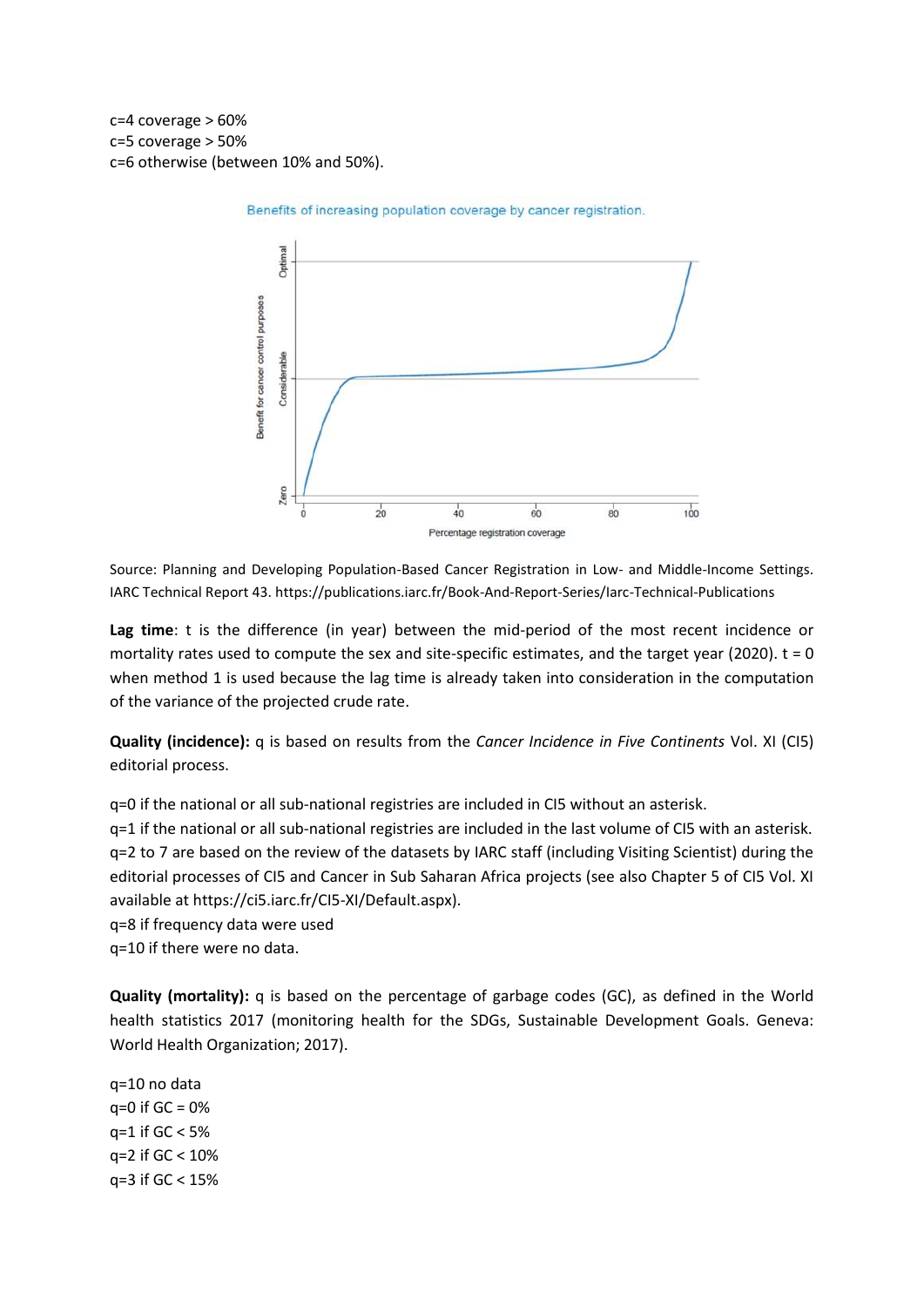c=4 coverage > 60%
c=5 coverage > 50%
c=6 otherwise (between 10% and 50%).

Benefits of increasing population coverage by cancer registration.

Source: Planning and Developing Population-Based Cancer Registration in Low- and Middle-Income Settings. IARC Technical Report 43. https://publications.iarc.fr/Book-And-Report-Series/Iarc-Technical-Publications

**Lag time**: t is the difference (in year) between the mid-period of the most recent incidence or mortality rates used to compute the sex and site-specific estimates, and the target year (2020). t = 0 when method 1 is used because the lag time is already taken into consideration in the computation of the variance of the projected crude rate.

**Quality (incidence):** q is based on results from the *Cancer Incidence in Five Continents* Vol. XI (CI5) editorial process.

q=0 if the national or all sub-national registries are included in CI5 without an asterisk.
q=1 if the national or all sub-national registries are included in the last volume of CI5 with an asterisk.
q=2 to 7 are based on the review of the datasets by IARC staff (including Visiting Scientist) during the editorial processes of CI5 and Cancer in Sub Saharan Africa projects (see also Chapter 5 of CI5 Vol. XI available at https://ci5.iarc.fr/CI5-XI/Default.aspx).
q=8 if frequency data were used
q=10 if there were no data.

**Quality (mortality):** q is based on the percentage of garbage codes (GC), as defined in the World health statistics 2017 (monitoring health for the SDGs, Sustainable Development Goals. Geneva: World Health Organization; 2017).

q=10 no data
q=0 if GC = 0%
q=1 if GC < 5%
q=2 if GC < 10%
q=3 if GC < 15%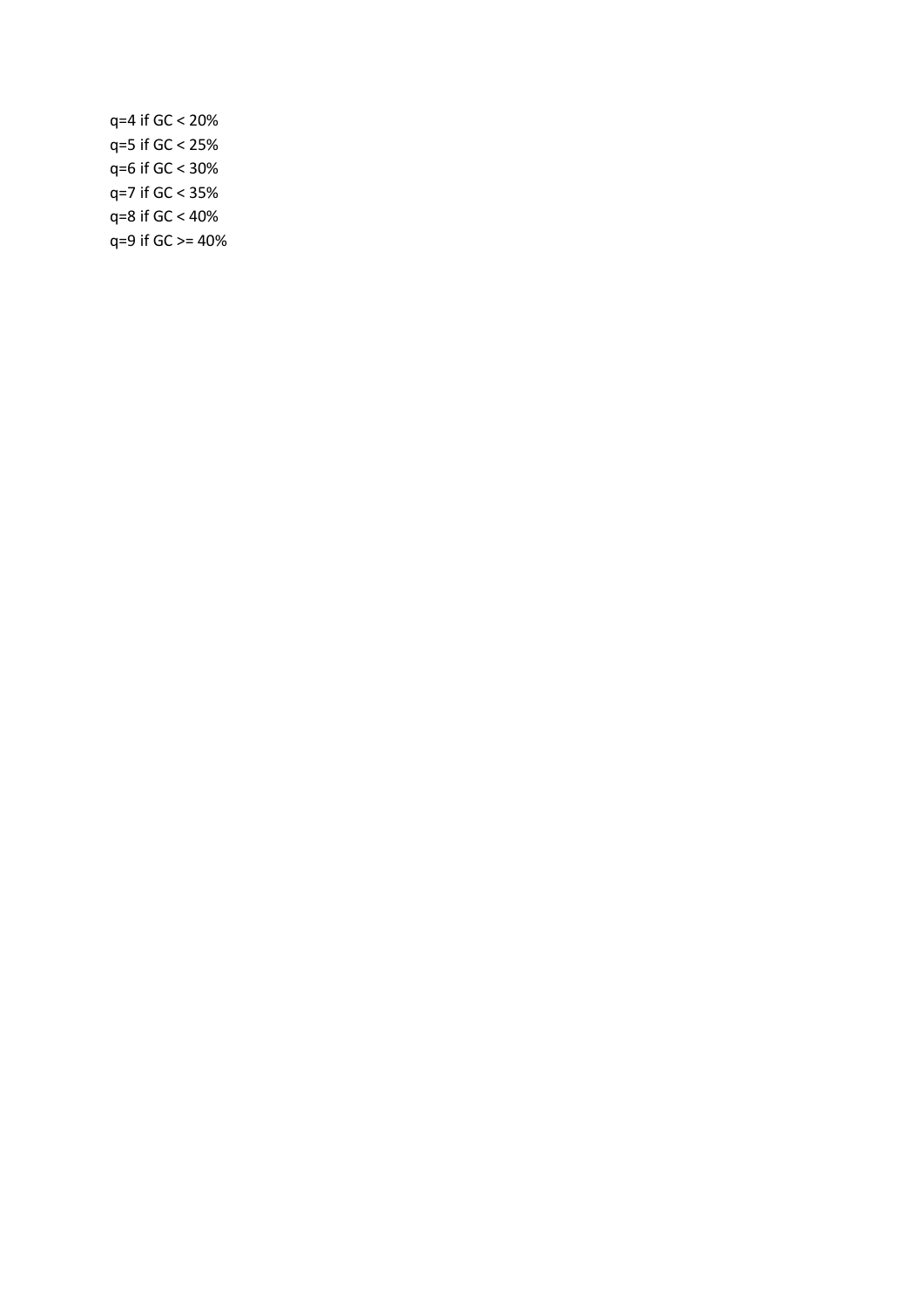q=4 if GC < 20%
q=5 if GC < 25%
q=6 if GC < 30%
q=7 if GC < 35%
q=8 if GC < 40%
q=9 if GC >= 40%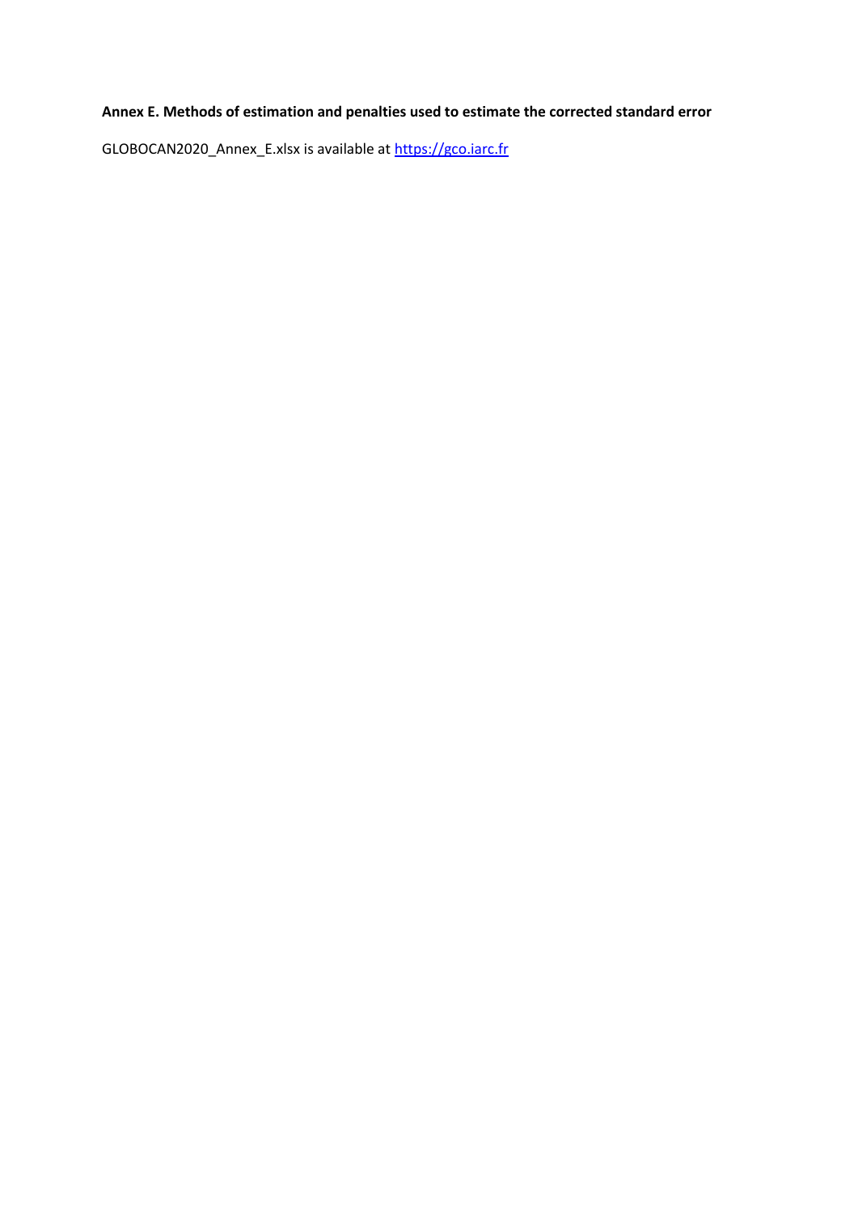**Annex E. Methods of estimation and penalties used to estimate the corrected standard error**

GLOBOCAN2020_Annex_E.xlsx is available at https://gco.iarc.fr